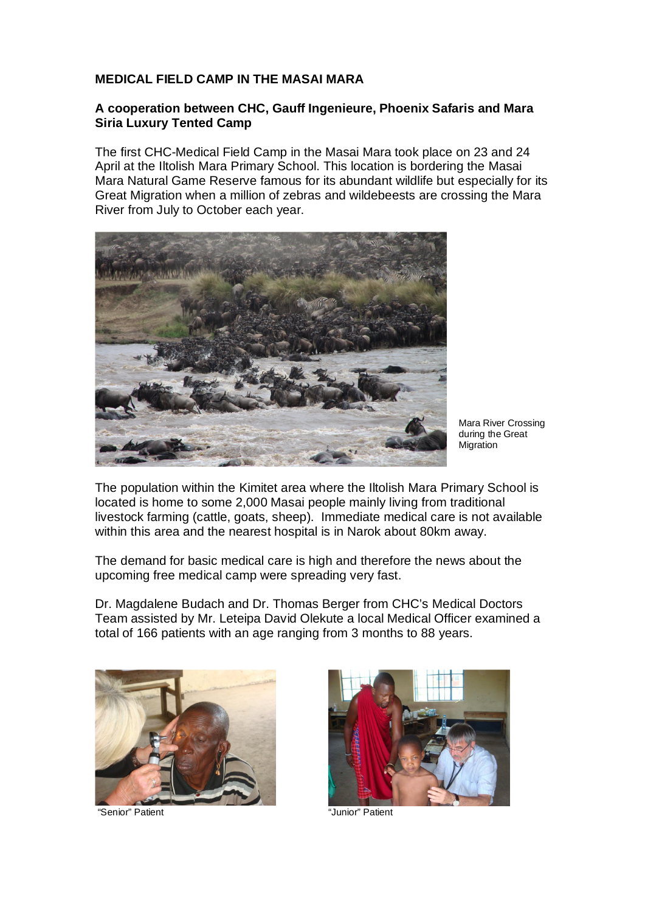**MEDICAL FIELD CAMP IN THE MASAI MARA**

**A cooperation between CHC, Gauff Ingenieure, Phoenix Safaris and Mara Siria Luxury Tented Camp**

The first CHC-Medical Field Camp in the Masai Mara took place on 23 and 24 April at the Iltolish Mara Primary School. This location is bordering the Masai Mara Natural Game Reserve famous for its abundant wildlife but especially for its Great Migration when a million of zebras and wildebeests are crossing the Mara River from July to October each year.

Mara River Crossing during the Great Migration

The population within the Kimitet area where the Iltolish Mara Primary School is located is home to some 2,000 Masai people mainly living from traditional livestock farming (cattle, goats, sheep). Immediate medical care is not available within this area and the nearest hospital is in Narok about 80km away.

The demand for basic medical care is high and therefore the news about the upcoming free medical camp were spreading very fast.

Dr. Magdalene Budach and Dr. Thomas Berger from CHC's Medical Doctors Team assisted by Mr. Leteipa David Olekute a local Medical Officer examined a total of 166 patients with an age ranging from 3 months to 88 years.

"Senior" Patient

"Junior" Patient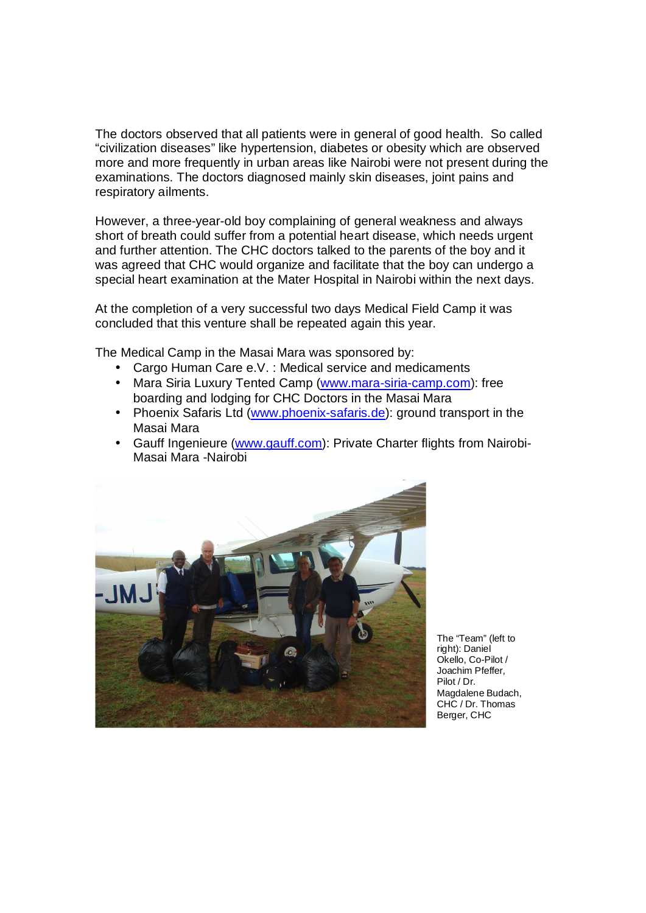The doctors observed that all patients were in general of good health.  So called "civilization diseases" like hypertension, diabetes or obesity which are observed more and more frequently in urban areas like Nairobi were not present during the examinations. The doctors diagnosed mainly skin diseases, joint pains and respiratory ailments.

However, a three-year-old boy complaining of general weakness and always short of breath could suffer from a potential heart disease, which needs urgent and further attention. The CHC doctors talked to the parents of the boy and it was agreed that CHC would organize and facilitate that the boy can undergo a special heart examination at the Mater Hospital in Nairobi within the next days.

At the completion of a very successful two days Medical Field Camp it was concluded that this venture shall be repeated again this year.

The Medical Camp in the Masai Mara was sponsored by:

- Cargo Human Care e.V. : Medical service and medicaments
- Mara Siria Luxury Tented Camp (www.mara-siria-camp.com): free boarding and lodging for CHC Doctors in the Masai Mara
- Phoenix Safaris Ltd (www.phoenix-safaris.de): ground transport in the Masai Mara
- Gauff Ingenieure (www.gauff.com): Private Charter flights from Nairobi-Masai Mara -Nairobi

The "Team" (left to right): Daniel Okello, Co-Pilot / Joachim Pfeffer, Pilot / Dr. Magdalene Budach, CHC / Dr. Thomas Berger, CHC